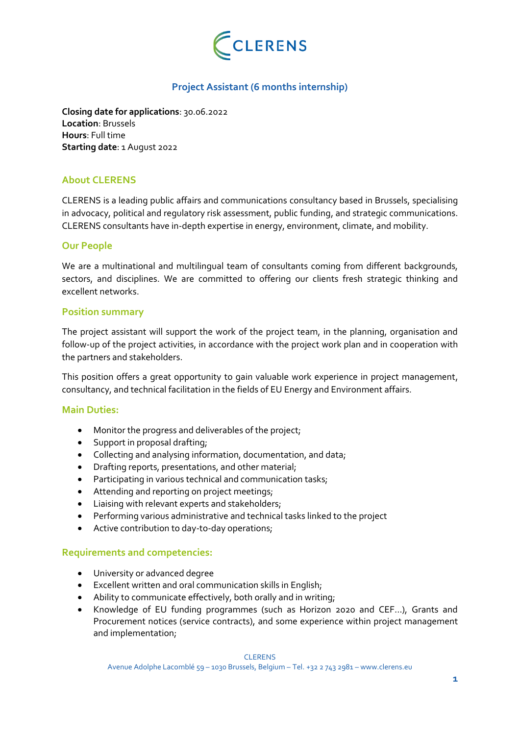CLERENS

# Project Assistant (6 months internship)

**Closing date for applications**: 30.06.2022
**Location**: Brussels
**Hours**: Full time
**Starting date**: 1 August 2022

## About CLERENS

CLERENS is a leading public affairs and communications consultancy based in Brussels, specialising in advocacy, political and regulatory risk assessment, public funding, and strategic communications. CLERENS consultants have in-depth expertise in energy, environment, climate, and mobility.

## Our People

We are a multinational and multilingual team of consultants coming from different backgrounds, sectors, and disciplines. We are committed to offering our clients fresh strategic thinking and excellent networks.

## Position summary

The project assistant will support the work of the project team, in the planning, organisation and follow-up of the project activities, in accordance with the project work plan and in cooperation with the partners and stakeholders.

This position offers a great opportunity to gain valuable work experience in project management, consultancy, and technical facilitation in the fields of EU Energy and Environment affairs.

## Main Duties:

- Monitor the progress and deliverables of the project;
- Support in proposal drafting;
- Collecting and analysing information, documentation, and data;
- Drafting reports, presentations, and other material;
- Participating in various technical and communication tasks;
- Attending and reporting on project meetings;
- Liaising with relevant experts and stakeholders;
- Performing various administrative and technical tasks linked to the project
- Active contribution to day-to-day operations;

## Requirements and competencies:

- University or advanced degree
- Excellent written and oral communication skills in English;
- Ability to communicate effectively, both orally and in writing;
- Knowledge of EU funding programmes (such as Horizon 2020 and CEF…), Grants and Procurement notices (service contracts), and some experience within project management and implementation;

CLERENS
Avenue Adolphe Lacomblé 59 – 1030 Brussels, Belgium – Tel. +32 2 743 2981 – www.clerens.eu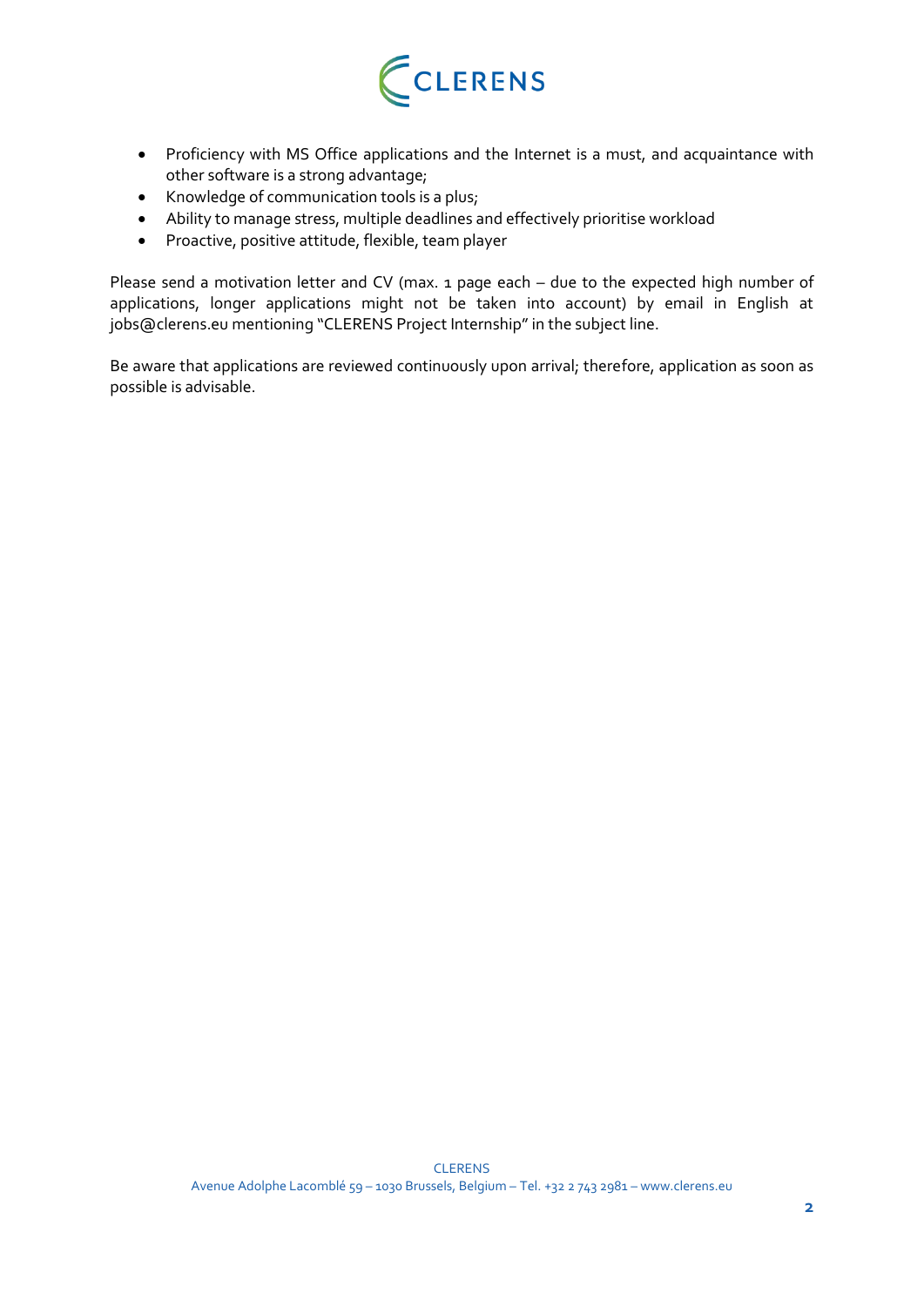- Proficiency with MS Office applications and the Internet is a must, and acquaintance with other software is a strong advantage;
- Knowledge of communication tools is a plus;
- Ability to manage stress, multiple deadlines and effectively prioritise workload
- Proactive, positive attitude, flexible, team player

Please send a motivation letter and CV (max. 1 page each – due to the expected high number of applications, longer applications might not be taken into account) by email in English at jobs@clerens.eu mentioning "CLERENS Project Internship" in the subject line.

Be aware that applications are reviewed continuously upon arrival; therefore, application as soon as possible is advisable.